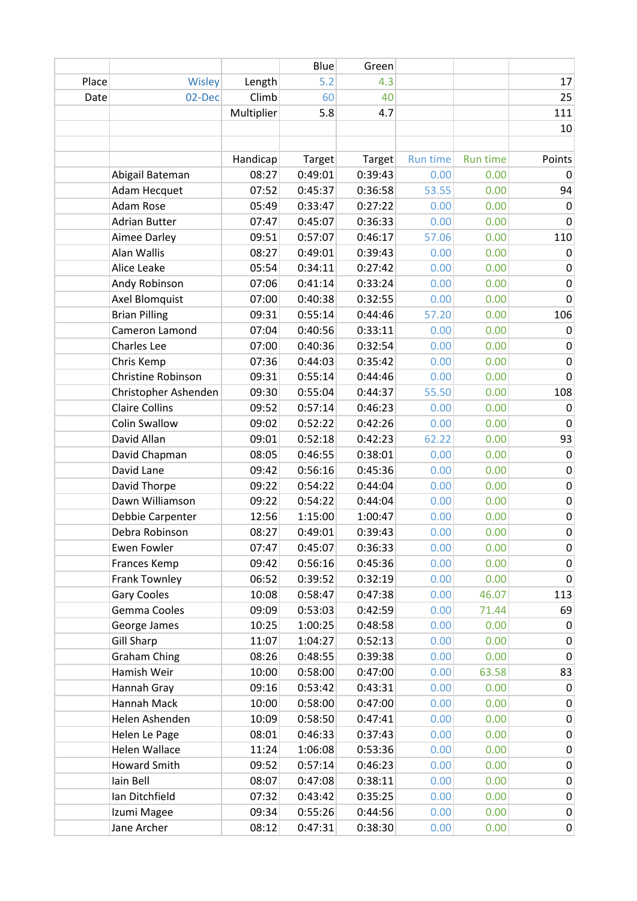| | | | Blue | Green | | | |
|---|---|---|---|---|---|---|---|
| Place | Wisley | Length | 5.2 | 4.3 | | | 17 |
| Date | 02-Dec | Climb | 60 | 40 | | | 25 |
| | | Multiplier | 5.8 | 4.7 | | | 111 |
| | | | | | | | 10 |
| | | | | | | | |
| | | Handicap | Target | Target | Run time | Run time | Points |
| | Abigail Bateman | 08:27 | 0:49:01 | 0:39:43 | 0.00 | 0.00 | 0 |
| | Adam Hecquet | 07:52 | 0:45:37 | 0:36:58 | 53.55 | 0.00 | 94 |
| | Adam Rose | 05:49 | 0:33:47 | 0:27:22 | 0.00 | 0.00 | 0 |
| | Adrian Butter | 07:47 | 0:45:07 | 0:36:33 | 0.00 | 0.00 | 0 |
| | Aimee Darley | 09:51 | 0:57:07 | 0:46:17 | 57.06 | 0.00 | 110 |
| | Alan Wallis | 08:27 | 0:49:01 | 0:39:43 | 0.00 | 0.00 | 0 |
| | Alice Leake | 05:54 | 0:34:11 | 0:27:42 | 0.00 | 0.00 | 0 |
| | Andy Robinson | 07:06 | 0:41:14 | 0:33:24 | 0.00 | 0.00 | 0 |
| | Axel Blomquist | 07:00 | 0:40:38 | 0:32:55 | 0.00 | 0.00 | 0 |
| | Brian Pilling | 09:31 | 0:55:14 | 0:44:46 | 57.20 | 0.00 | 106 |
| | Cameron Lamond | 07:04 | 0:40:56 | 0:33:11 | 0.00 | 0.00 | 0 |
| | Charles Lee | 07:00 | 0:40:36 | 0:32:54 | 0.00 | 0.00 | 0 |
| | Chris Kemp | 07:36 | 0:44:03 | 0:35:42 | 0.00 | 0.00 | 0 |
| | Christine Robinson | 09:31 | 0:55:14 | 0:44:46 | 0.00 | 0.00 | 0 |
| | Christopher Ashenden | 09:30 | 0:55:04 | 0:44:37 | 55.50 | 0.00 | 108 |
| | Claire Collins | 09:52 | 0:57:14 | 0:46:23 | 0.00 | 0.00 | 0 |
| | Colin Swallow | 09:02 | 0:52:22 | 0:42:26 | 0.00 | 0.00 | 0 |
| | David Allan | 09:01 | 0:52:18 | 0:42:23 | 62.22 | 0.00 | 93 |
| | David Chapman | 08:05 | 0:46:55 | 0:38:01 | 0.00 | 0.00 | 0 |
| | David Lane | 09:42 | 0:56:16 | 0:45:36 | 0.00 | 0.00 | 0 |
| | David Thorpe | 09:22 | 0:54:22 | 0:44:04 | 0.00 | 0.00 | 0 |
| | Dawn Williamson | 09:22 | 0:54:22 | 0:44:04 | 0.00 | 0.00 | 0 |
| | Debbie Carpenter | 12:56 | 1:15:00 | 1:00:47 | 0.00 | 0.00 | 0 |
| | Debra Robinson | 08:27 | 0:49:01 | 0:39:43 | 0.00 | 0.00 | 0 |
| | Ewen Fowler | 07:47 | 0:45:07 | 0:36:33 | 0.00 | 0.00 | 0 |
| | Frances Kemp | 09:42 | 0:56:16 | 0:45:36 | 0.00 | 0.00 | 0 |
| | Frank Townley | 06:52 | 0:39:52 | 0:32:19 | 0.00 | 0.00 | 0 |
| | Gary Cooles | 10:08 | 0:58:47 | 0:47:38 | 0.00 | 46.07 | 113 |
| | Gemma Cooles | 09:09 | 0:53:03 | 0:42:59 | 0.00 | 71.44 | 69 |
| | George James | 10:25 | 1:00:25 | 0:48:58 | 0.00 | 0.00 | 0 |
| | Gill Sharp | 11:07 | 1:04:27 | 0:52:13 | 0.00 | 0.00 | 0 |
| | Graham Ching | 08:26 | 0:48:55 | 0:39:38 | 0.00 | 0.00 | 0 |
| | Hamish Weir | 10:00 | 0:58:00 | 0:47:00 | 0.00 | 63.58 | 83 |
| | Hannah Gray | 09:16 | 0:53:42 | 0:43:31 | 0.00 | 0.00 | 0 |
| | Hannah Mack | 10:00 | 0:58:00 | 0:47:00 | 0.00 | 0.00 | 0 |
| | Helen Ashenden | 10:09 | 0:58:50 | 0:47:41 | 0.00 | 0.00 | 0 |
| | Helen Le Page | 08:01 | 0:46:33 | 0:37:43 | 0.00 | 0.00 | 0 |
| | Helen Wallace | 11:24 | 1:06:08 | 0:53:36 | 0.00 | 0.00 | 0 |
| | Howard Smith | 09:52 | 0:57:14 | 0:46:23 | 0.00 | 0.00 | 0 |
| | Iain Bell | 08:07 | 0:47:08 | 0:38:11 | 0.00 | 0.00 | 0 |
| | Ian Ditchfield | 07:32 | 0:43:42 | 0:35:25 | 0.00 | 0.00 | 0 |
| | Izumi Magee | 09:34 | 0:55:26 | 0:44:56 | 0.00 | 0.00 | 0 |
| | Jane Archer | 08:12 | 0:47:31 | 0:38:30 | 0.00 | 0.00 | 0 |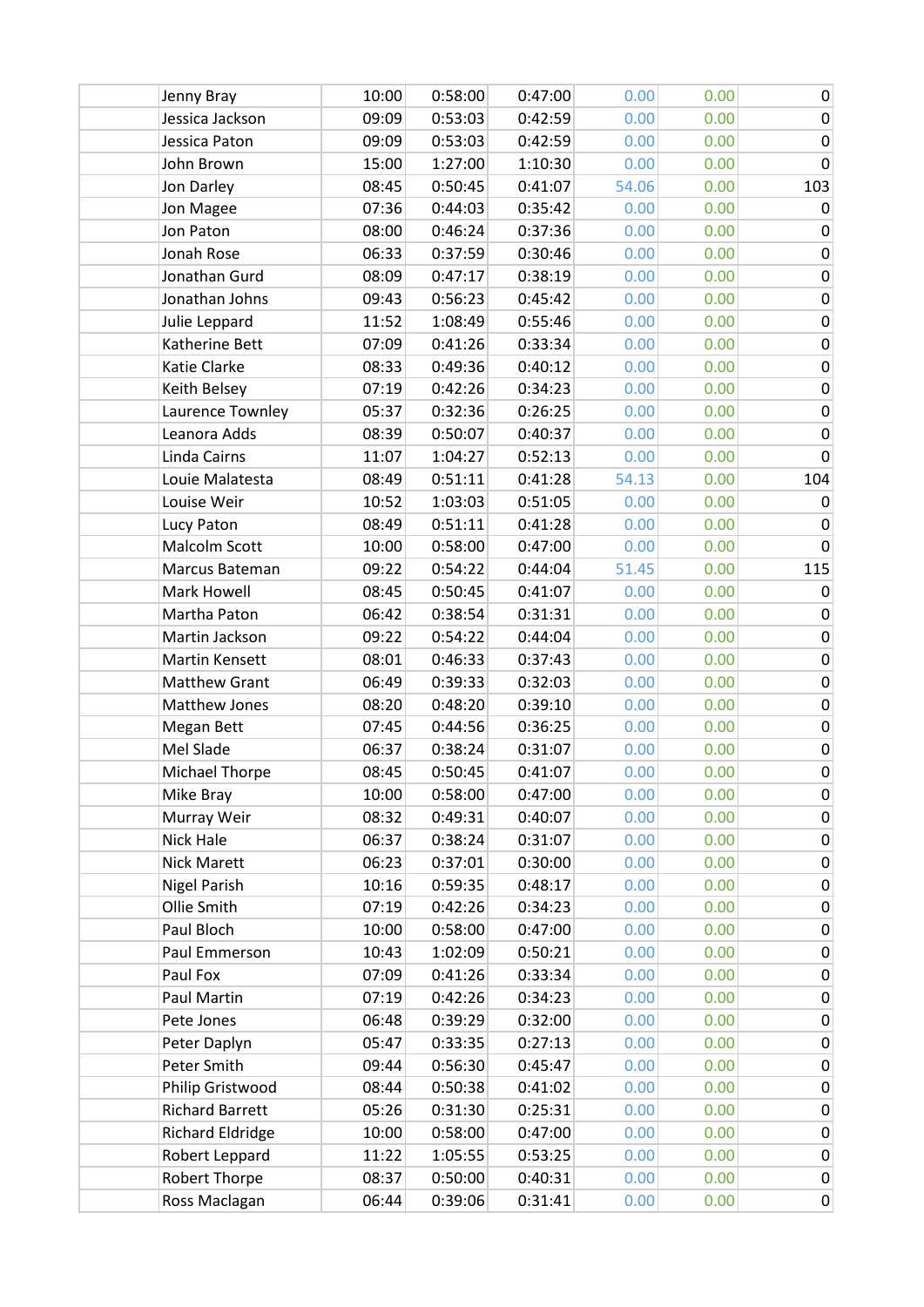| | | | | | | | |
|---|---|---|---|---|---|---|---|
| | Jenny Bray | 10:00 | 0:58:00 | 0:47:00 | 0.00 | 0.00 | 0 |
| | Jessica Jackson | 09:09 | 0:53:03 | 0:42:59 | 0.00 | 0.00 | 0 |
| | Jessica Paton | 09:09 | 0:53:03 | 0:42:59 | 0.00 | 0.00 | 0 |
| | John Brown | 15:00 | 1:27:00 | 1:10:30 | 0.00 | 0.00 | 0 |
| | Jon Darley | 08:45 | 0:50:45 | 0:41:07 | 54.06 | 0.00 | 103 |
| | Jon Magee | 07:36 | 0:44:03 | 0:35:42 | 0.00 | 0.00 | 0 |
| | Jon Paton | 08:00 | 0:46:24 | 0:37:36 | 0.00 | 0.00 | 0 |
| | Jonah Rose | 06:33 | 0:37:59 | 0:30:46 | 0.00 | 0.00 | 0 |
| | Jonathan Gurd | 08:09 | 0:47:17 | 0:38:19 | 0.00 | 0.00 | 0 |
| | Jonathan Johns | 09:43 | 0:56:23 | 0:45:42 | 0.00 | 0.00 | 0 |
| | Julie Leppard | 11:52 | 1:08:49 | 0:55:46 | 0.00 | 0.00 | 0 |
| | Katherine Bett | 07:09 | 0:41:26 | 0:33:34 | 0.00 | 0.00 | 0 |
| | Katie Clarke | 08:33 | 0:49:36 | 0:40:12 | 0.00 | 0.00 | 0 |
| | Keith Belsey | 07:19 | 0:42:26 | 0:34:23 | 0.00 | 0.00 | 0 |
| | Laurence Townley | 05:37 | 0:32:36 | 0:26:25 | 0.00 | 0.00 | 0 |
| | Leanora Adds | 08:39 | 0:50:07 | 0:40:37 | 0.00 | 0.00 | 0 |
| | Linda Cairns | 11:07 | 1:04:27 | 0:52:13 | 0.00 | 0.00 | 0 |
| | Louie Malatesta | 08:49 | 0:51:11 | 0:41:28 | 54.13 | 0.00 | 104 |
| | Louise Weir | 10:52 | 1:03:03 | 0:51:05 | 0.00 | 0.00 | 0 |
| | Lucy Paton | 08:49 | 0:51:11 | 0:41:28 | 0.00 | 0.00 | 0 |
| | Malcolm Scott | 10:00 | 0:58:00 | 0:47:00 | 0.00 | 0.00 | 0 |
| | Marcus Bateman | 09:22 | 0:54:22 | 0:44:04 | 51.45 | 0.00 | 115 |
| | Mark Howell | 08:45 | 0:50:45 | 0:41:07 | 0.00 | 0.00 | 0 |
| | Martha Paton | 06:42 | 0:38:54 | 0:31:31 | 0.00 | 0.00 | 0 |
| | Martin Jackson | 09:22 | 0:54:22 | 0:44:04 | 0.00 | 0.00 | 0 |
| | Martin Kensett | 08:01 | 0:46:33 | 0:37:43 | 0.00 | 0.00 | 0 |
| | Matthew Grant | 06:49 | 0:39:33 | 0:32:03 | 0.00 | 0.00 | 0 |
| | Matthew Jones | 08:20 | 0:48:20 | 0:39:10 | 0.00 | 0.00 | 0 |
| | Megan Bett | 07:45 | 0:44:56 | 0:36:25 | 0.00 | 0.00 | 0 |
| | Mel Slade | 06:37 | 0:38:24 | 0:31:07 | 0.00 | 0.00 | 0 |
| | Michael Thorpe | 08:45 | 0:50:45 | 0:41:07 | 0.00 | 0.00 | 0 |
| | Mike Bray | 10:00 | 0:58:00 | 0:47:00 | 0.00 | 0.00 | 0 |
| | Murray Weir | 08:32 | 0:49:31 | 0:40:07 | 0.00 | 0.00 | 0 |
| | Nick Hale | 06:37 | 0:38:24 | 0:31:07 | 0.00 | 0.00 | 0 |
| | Nick Marett | 06:23 | 0:37:01 | 0:30:00 | 0.00 | 0.00 | 0 |
| | Nigel Parish | 10:16 | 0:59:35 | 0:48:17 | 0.00 | 0.00 | 0 |
| | Ollie Smith | 07:19 | 0:42:26 | 0:34:23 | 0.00 | 0.00 | 0 |
| | Paul Bloch | 10:00 | 0:58:00 | 0:47:00 | 0.00 | 0.00 | 0 |
| | Paul Emmerson | 10:43 | 1:02:09 | 0:50:21 | 0.00 | 0.00 | 0 |
| | Paul Fox | 07:09 | 0:41:26 | 0:33:34 | 0.00 | 0.00 | 0 |
| | Paul Martin | 07:19 | 0:42:26 | 0:34:23 | 0.00 | 0.00 | 0 |
| | Pete Jones | 06:48 | 0:39:29 | 0:32:00 | 0.00 | 0.00 | 0 |
| | Peter Daplyn | 05:47 | 0:33:35 | 0:27:13 | 0.00 | 0.00 | 0 |
| | Peter Smith | 09:44 | 0:56:30 | 0:45:47 | 0.00 | 0.00 | 0 |
| | Philip Gristwood | 08:44 | 0:50:38 | 0:41:02 | 0.00 | 0.00 | 0 |
| | Richard Barrett | 05:26 | 0:31:30 | 0:25:31 | 0.00 | 0.00 | 0 |
| | Richard Eldridge | 10:00 | 0:58:00 | 0:47:00 | 0.00 | 0.00 | 0 |
| | Robert Leppard | 11:22 | 1:05:55 | 0:53:25 | 0.00 | 0.00 | 0 |
| | Robert Thorpe | 08:37 | 0:50:00 | 0:40:31 | 0.00 | 0.00 | 0 |
| | Ross Maclagan | 06:44 | 0:39:06 | 0:31:41 | 0.00 | 0.00 | 0 |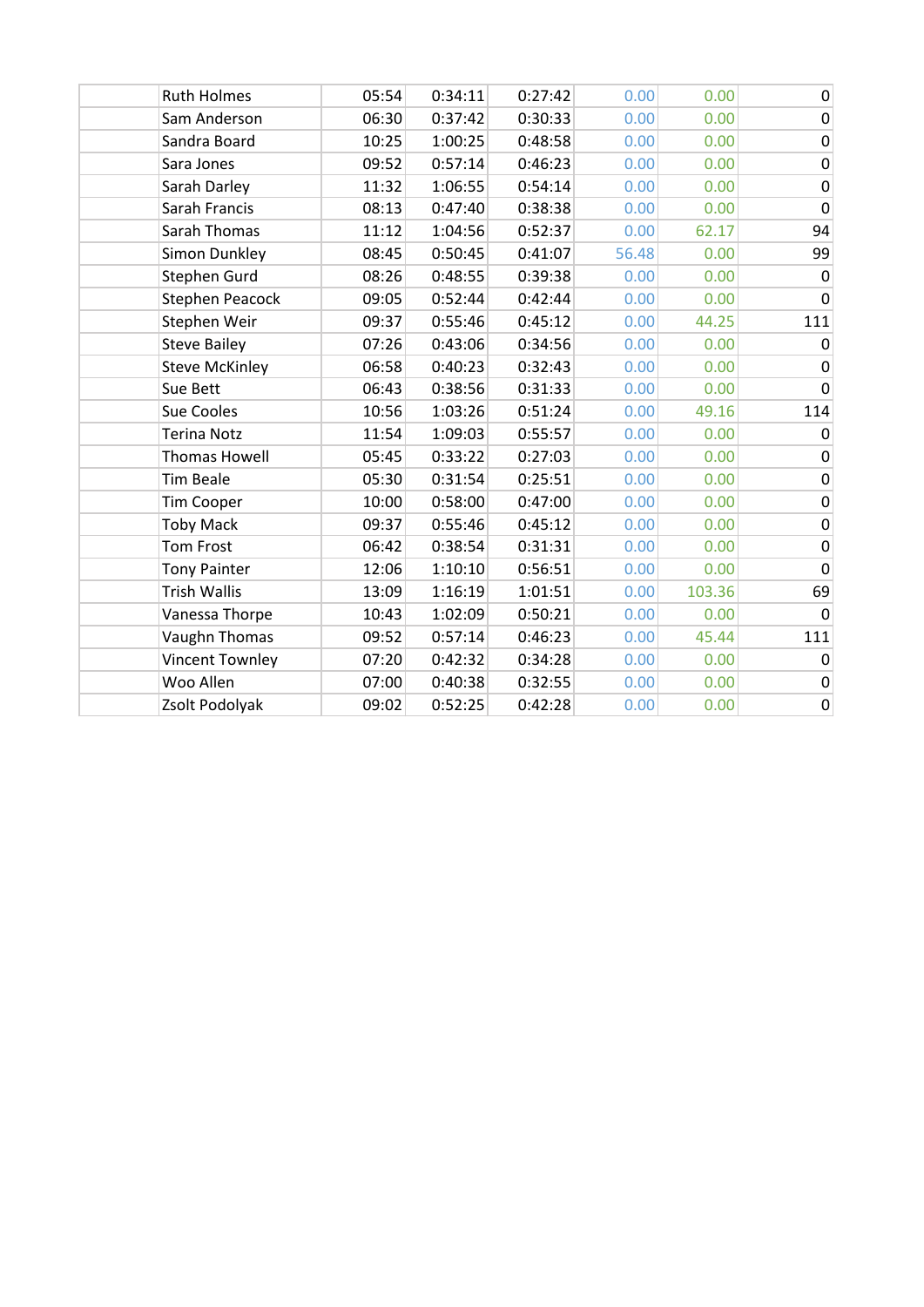| | | | | | | | |
|---|---|---|---|---|---|---|---|
| | Ruth Holmes | 05:54 | 0:34:11 | 0:27:42 | 0.00 | 0.00 | 0 |
| | Sam Anderson | 06:30 | 0:37:42 | 0:30:33 | 0.00 | 0.00 | 0 |
| | Sandra Board | 10:25 | 1:00:25 | 0:48:58 | 0.00 | 0.00 | 0 |
| | Sara Jones | 09:52 | 0:57:14 | 0:46:23 | 0.00 | 0.00 | 0 |
| | Sarah Darley | 11:32 | 1:06:55 | 0:54:14 | 0.00 | 0.00 | 0 |
| | Sarah Francis | 08:13 | 0:47:40 | 0:38:38 | 0.00 | 0.00 | 0 |
| | Sarah Thomas | 11:12 | 1:04:56 | 0:52:37 | 0.00 | 62.17 | 94 |
| | Simon Dunkley | 08:45 | 0:50:45 | 0:41:07 | 56.48 | 0.00 | 99 |
| | Stephen Gurd | 08:26 | 0:48:55 | 0:39:38 | 0.00 | 0.00 | 0 |
| | Stephen Peacock | 09:05 | 0:52:44 | 0:42:44 | 0.00 | 0.00 | 0 |
| | Stephen Weir | 09:37 | 0:55:46 | 0:45:12 | 0.00 | 44.25 | 111 |
| | Steve Bailey | 07:26 | 0:43:06 | 0:34:56 | 0.00 | 0.00 | 0 |
| | Steve McKinley | 06:58 | 0:40:23 | 0:32:43 | 0.00 | 0.00 | 0 |
| | Sue Bett | 06:43 | 0:38:56 | 0:31:33 | 0.00 | 0.00 | 0 |
| | Sue Cooles | 10:56 | 1:03:26 | 0:51:24 | 0.00 | 49.16 | 114 |
| | Terina Notz | 11:54 | 1:09:03 | 0:55:57 | 0.00 | 0.00 | 0 |
| | Thomas Howell | 05:45 | 0:33:22 | 0:27:03 | 0.00 | 0.00 | 0 |
| | Tim Beale | 05:30 | 0:31:54 | 0:25:51 | 0.00 | 0.00 | 0 |
| | Tim Cooper | 10:00 | 0:58:00 | 0:47:00 | 0.00 | 0.00 | 0 |
| | Toby Mack | 09:37 | 0:55:46 | 0:45:12 | 0.00 | 0.00 | 0 |
| | Tom Frost | 06:42 | 0:38:54 | 0:31:31 | 0.00 | 0.00 | 0 |
| | Tony Painter | 12:06 | 1:10:10 | 0:56:51 | 0.00 | 0.00 | 0 |
| | Trish Wallis | 13:09 | 1:16:19 | 1:01:51 | 0.00 | 103.36 | 69 |
| | Vanessa Thorpe | 10:43 | 1:02:09 | 0:50:21 | 0.00 | 0.00 | 0 |
| | Vaughn Thomas | 09:52 | 0:57:14 | 0:46:23 | 0.00 | 45.44 | 111 |
| | Vincent Townley | 07:20 | 0:42:32 | 0:34:28 | 0.00 | 0.00 | 0 |
| | Woo Allen | 07:00 | 0:40:38 | 0:32:55 | 0.00 | 0.00 | 0 |
| | Zsolt Podolyak | 09:02 | 0:52:25 | 0:42:28 | 0.00 | 0.00 | 0 |